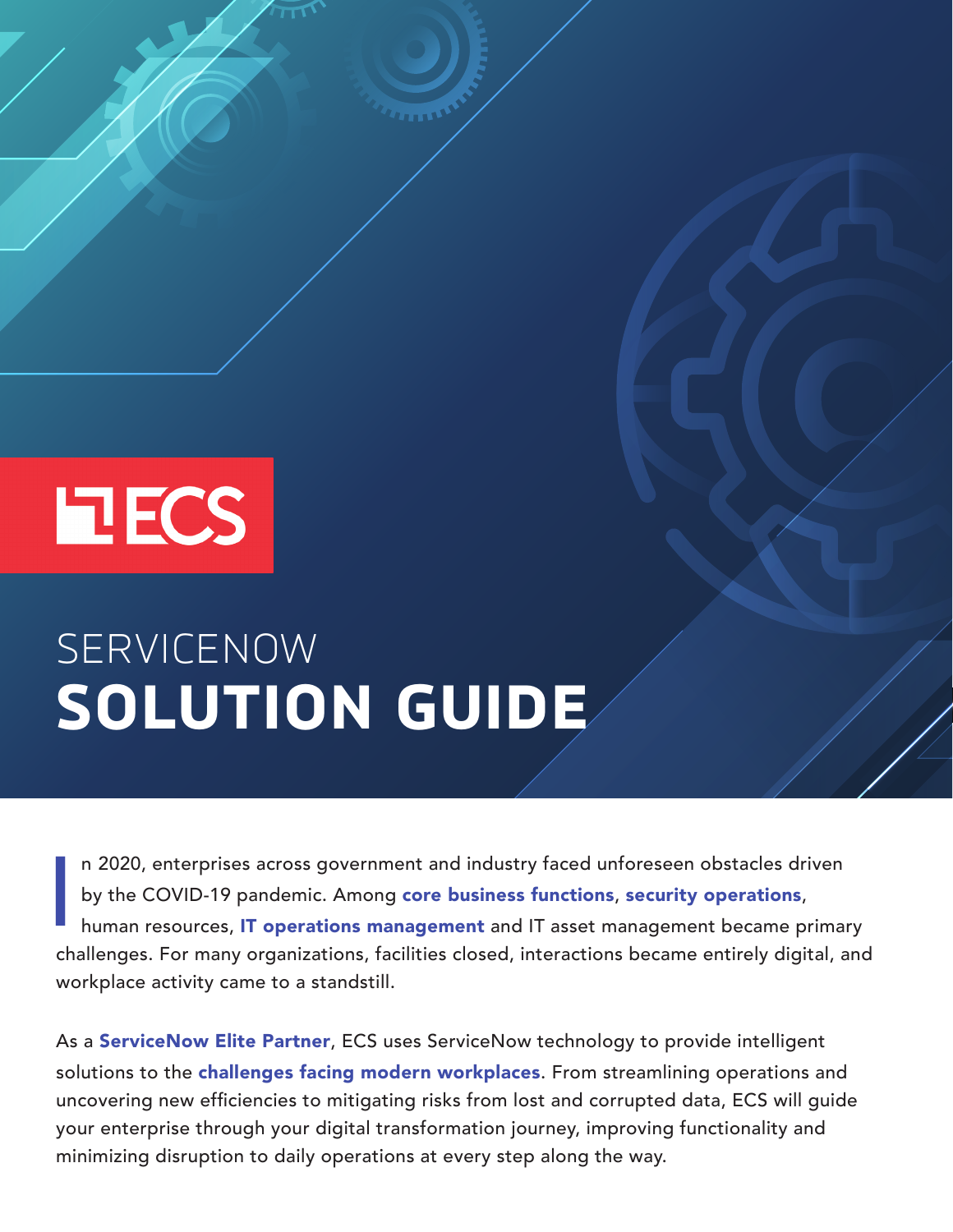ECS

SERVICENOW

# SOLUTION GUIDE

In 2020, enterprises across government and industry faced unforeseen obstacles driven by the COVID-19 pandemic. Among **core business functions**, **security operations**, human resources, **IT operations management** and IT asset management became primary challenges. For many organizations, facilities closed, interactions became entirely digital, and workplace activity came to a standstill.

As a **ServiceNow Elite Partner**, ECS uses ServiceNow technology to provide intelligent solutions to the **challenges facing modern workplaces**. From streamlining operations and uncovering new efficiencies to mitigating risks from lost and corrupted data, ECS will guide your enterprise through your digital transformation journey, improving functionality and minimizing disruption to daily operations at every step along the way.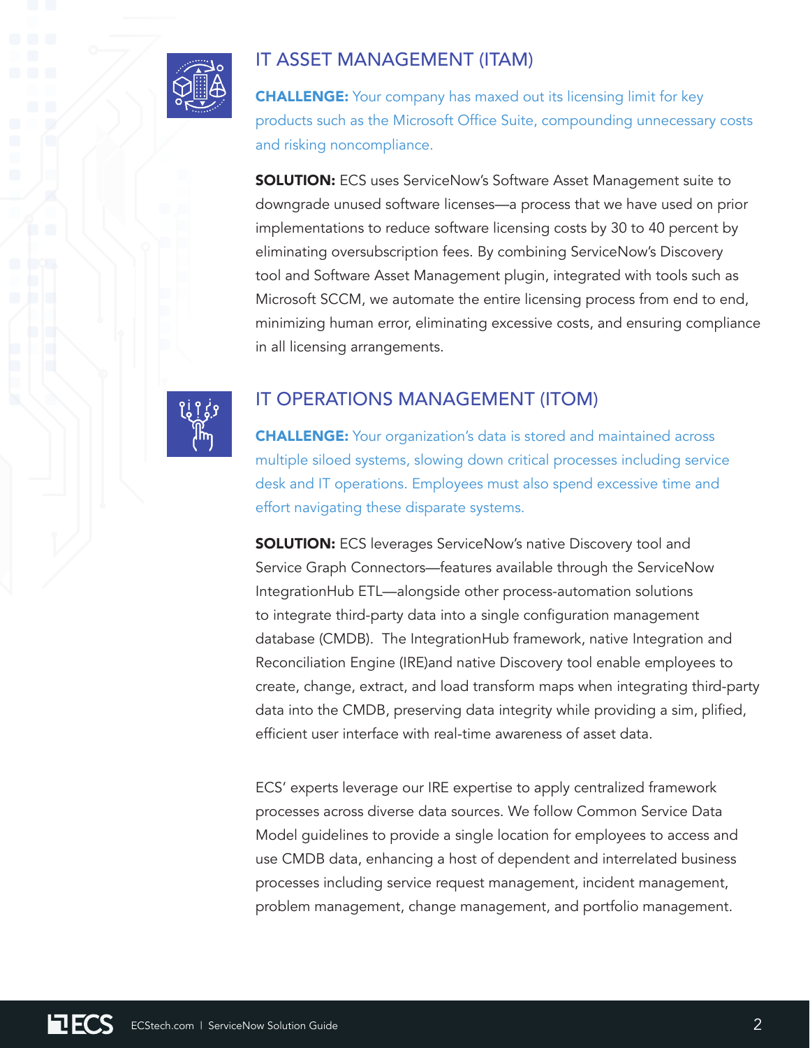## IT ASSET MANAGEMENT (ITAM)

**CHALLENGE:** Your company has maxed out its licensing limit for key products such as the Microsoft Office Suite, compounding unnecessary costs and risking noncompliance.

**SOLUTION:** ECS uses ServiceNow's Software Asset Management suite to downgrade unused software licenses—a process that we have used on prior implementations to reduce software licensing costs by 30 to 40 percent by eliminating oversubscription fees. By combining ServiceNow's Discovery tool and Software Asset Management plugin, integrated with tools such as Microsoft SCCM, we automate the entire licensing process from end to end, minimizing human error, eliminating excessive costs, and ensuring compliance in all licensing arrangements.

## IT OPERATIONS MANAGEMENT (ITOM)

**CHALLENGE:** Your organization's data is stored and maintained across multiple siloed systems, slowing down critical processes including service desk and IT operations. Employees must also spend excessive time and effort navigating these disparate systems.

**SOLUTION:** ECS leverages ServiceNow's native Discovery tool and Service Graph Connectors—features available through the ServiceNow IntegrationHub ETL—alongside other process-automation solutions to integrate third-party data into a single configuration management database (CMDB). The IntegrationHub framework, native Integration and Reconciliation Engine (IRE)and native Discovery tool enable employees to create, change, extract, and load transform maps when integrating third-party data into the CMDB, preserving data integrity while providing a sim, plified, efficient user interface with real-time awareness of asset data.

ECS' experts leverage our IRE expertise to apply centralized framework processes across diverse data sources. We follow Common Service Data Model guidelines to provide a single location for employees to access and use CMDB data, enhancing a host of dependent and interrelated business processes including service request management, incident management, problem management, change management, and portfolio management.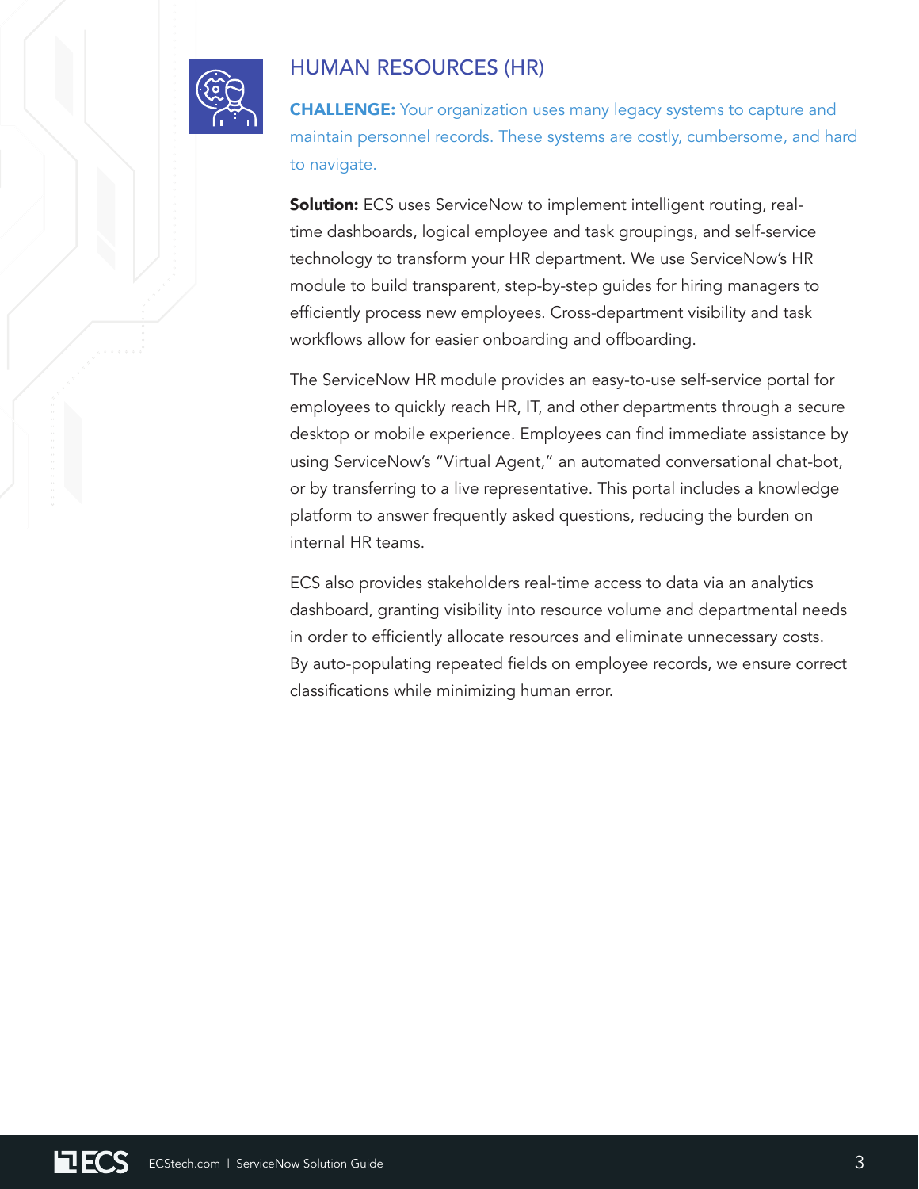## HUMAN RESOURCES (HR)

**CHALLENGE:** Your organization uses many legacy systems to capture and maintain personnel records. These systems are costly, cumbersome, and hard to navigate.

**Solution:** ECS uses ServiceNow to implement intelligent routing, real-time dashboards, logical employee and task groupings, and self-service technology to transform your HR department. We use ServiceNow's HR module to build transparent, step-by-step guides for hiring managers to efficiently process new employees. Cross-department visibility and task workflows allow for easier onboarding and offboarding.

The ServiceNow HR module provides an easy-to-use self-service portal for employees to quickly reach HR, IT, and other departments through a secure desktop or mobile experience. Employees can find immediate assistance by using ServiceNow's "Virtual Agent," an automated conversational chat-bot, or by transferring to a live representative. This portal includes a knowledge platform to answer frequently asked questions, reducing the burden on internal HR teams.

ECS also provides stakeholders real-time access to data via an analytics dashboard, granting visibility into resource volume and departmental needs in order to efficiently allocate resources and eliminate unnecessary costs. By auto-populating repeated fields on employee records, we ensure correct classifications while minimizing human error.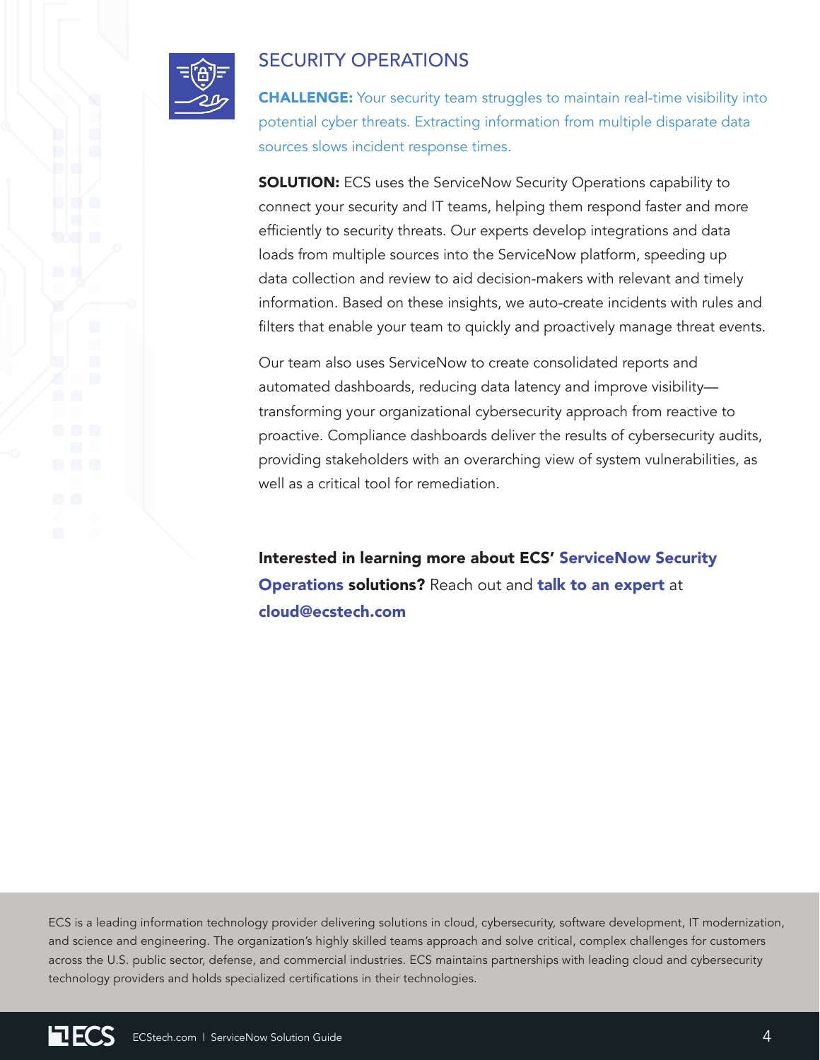## SECURITY OPERATIONS

**CHALLENGE:** Your security team struggles to maintain real-time visibility into potential cyber threats. Extracting information from multiple disparate data sources slows incident response times.

**SOLUTION:** ECS uses the ServiceNow Security Operations capability to connect your security and IT teams, helping them respond faster and more efficiently to security threats. Our experts develop integrations and data loads from multiple sources into the ServiceNow platform, speeding up data collection and review to aid decision-makers with relevant and timely information. Based on these insights, we auto-create incidents with rules and filters that enable your team to quickly and proactively manage threat events.

Our team also uses ServiceNow to create consolidated reports and automated dashboards, reducing data latency and improve visibility—transforming your organizational cybersecurity approach from reactive to proactive. Compliance dashboards deliver the results of cybersecurity audits, providing stakeholders with an overarching view of system vulnerabilities, as well as a critical tool for remediation.

**Interested in learning more about ECS' ServiceNow Security Operations solutions?** Reach out and **talk to an expert** at **cloud@ecstech.com**

ECS is a leading information technology provider delivering solutions in cloud, cybersecurity, software development, IT modernization, and science and engineering. The organization's highly skilled teams approach and solve critical, complex challenges for customers across the U.S. public sector, defense, and commercial industries. ECS maintains partnerships with leading cloud and cybersecurity technology providers and holds specialized certifications in their technologies.